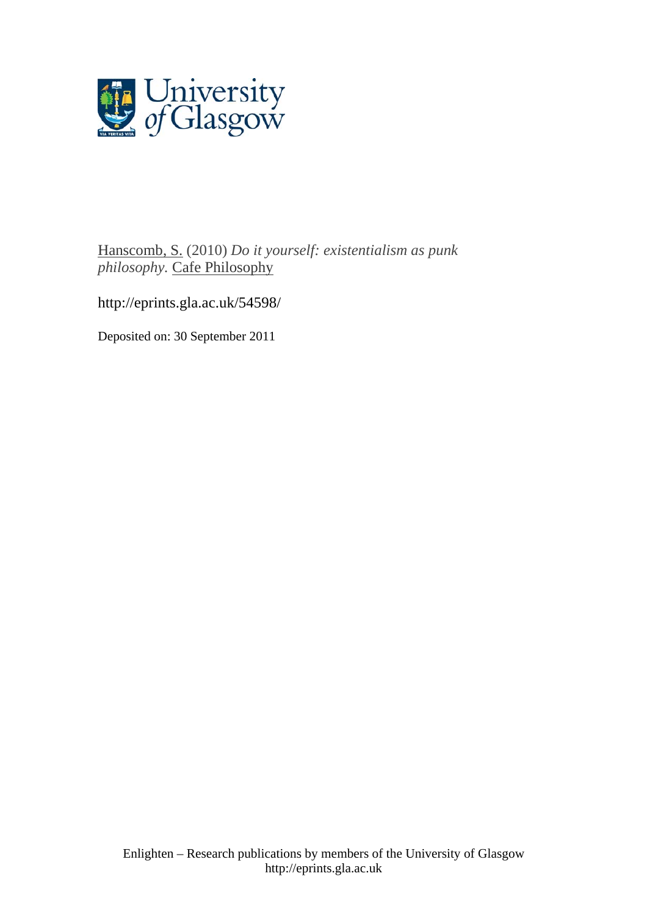Hanscomb, S. (2010) *Do it yourself: existentialism as punk philosophy.* Cafe Philosophy

http://eprints.gla.ac.uk/54598/

Deposited on: 30 September 2011

Enlighten – Research publications by members of the University of Glasgow
http://eprints.gla.ac.uk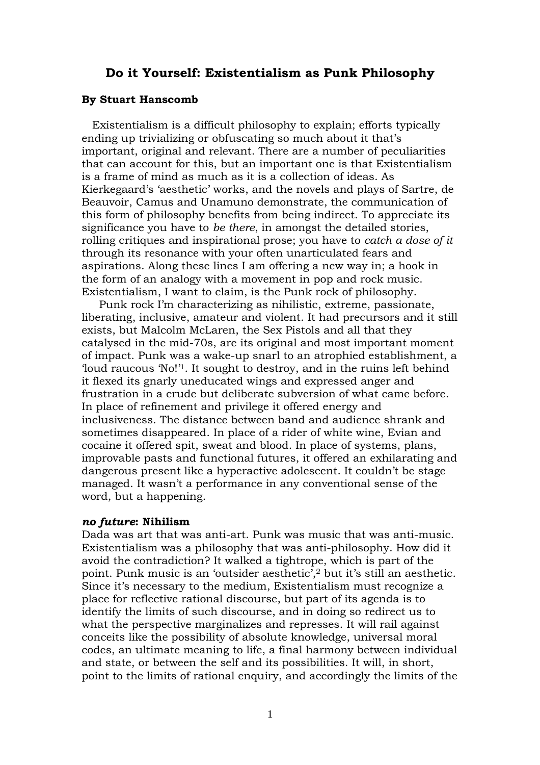# Do it Yourself: Existentialism as Punk Philosophy

**By Stuart Hanscomb**

Existentialism is a difficult philosophy to explain; efforts typically ending up trivializing or obfuscating so much about it that's important, original and relevant. There are a number of peculiarities that can account for this, but an important one is that Existentialism is a frame of mind as much as it is a collection of ideas. As Kierkegaard's 'aesthetic' works, and the novels and plays of Sartre, de Beauvoir, Camus and Unamuno demonstrate, the communication of this form of philosophy benefits from being indirect. To appreciate its significance you have to *be there*, in amongst the detailed stories, rolling critiques and inspirational prose; you have to *catch a dose of it* through its resonance with your often unarticulated fears and aspirations. Along these lines I am offering a new way in; a hook in the form of an analogy with a movement in pop and rock music. Existentialism, I want to claim, is the Punk rock of philosophy.

Punk rock I'm characterizing as nihilistic, extreme, passionate, liberating, inclusive, amateur and violent. It had precursors and it still exists, but Malcolm McLaren, the Sex Pistols and all that they catalysed in the mid-70s, are its original and most important moment of impact. Punk was a wake-up snarl to an atrophied establishment, a 'loud raucous 'No!'[1]. It sought to destroy, and in the ruins left behind it flexed its gnarly uneducated wings and expressed anger and frustration in a crude but deliberate subversion of what came before. In place of refinement and privilege it offered energy and inclusiveness. The distance between band and audience shrank and sometimes disappeared. In place of a rider of white wine, Evian and cocaine it offered spit, sweat and blood. In place of systems, plans, improvable pasts and functional futures, it offered an exhilarating and dangerous present like a hyperactive adolescent. It couldn't be stage managed. It wasn't a performance in any conventional sense of the word, but a happening.

### ***no future*: Nihilism**

Dada was art that was anti-art. Punk was music that was anti-music. Existentialism was a philosophy that was anti-philosophy. How did it avoid the contradiction? It walked a tightrope, which is part of the point. Punk music is an 'outsider aesthetic',[2] but it's still an aesthetic. Since it's necessary to the medium, Existentialism must recognize a place for reflective rational discourse, but part of its agenda is to identify the limits of such discourse, and in doing so redirect us to what the perspective marginalizes and represses. It will rail against conceits like the possibility of absolute knowledge, universal moral codes, an ultimate meaning to life, a final harmony between individual and state, or between the self and its possibilities. It will, in short, point to the limits of rational enquiry, and accordingly the limits of the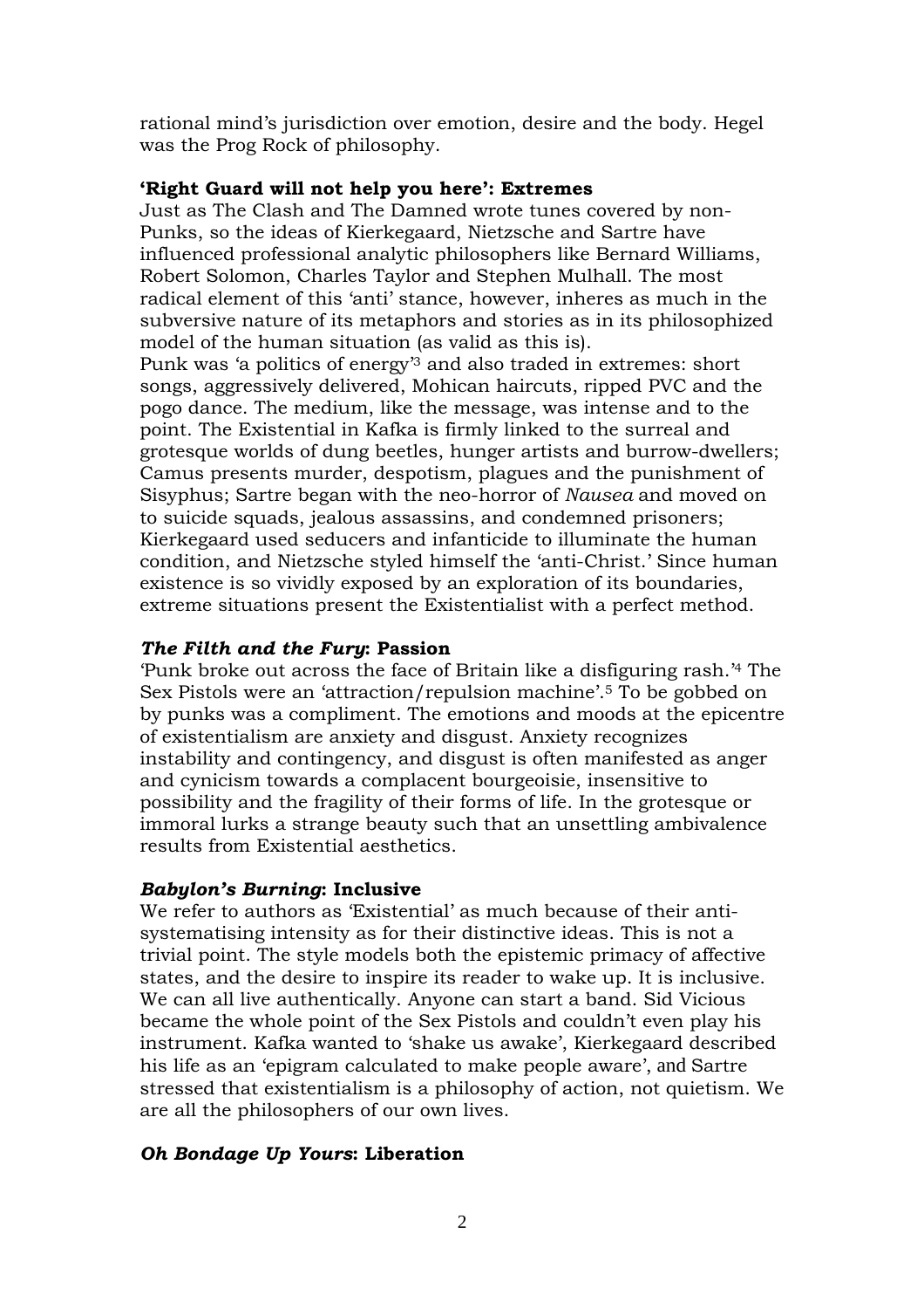rational mind's jurisdiction over emotion, desire and the body. Hegel was the Prog Rock of philosophy.

**'Right Guard will not help you here': Extremes**

Just as The Clash and The Damned wrote tunes covered by non-Punks, so the ideas of Kierkegaard, Nietzsche and Sartre have influenced professional analytic philosophers like Bernard Williams, Robert Solomon, Charles Taylor and Stephen Mulhall. The most radical element of this 'anti' stance, however, inheres as much in the subversive nature of its metaphors and stories as in its philosophized model of the human situation (as valid as this is).

Punk was 'a politics of energy'[3] and also traded in extremes: short songs, aggressively delivered, Mohican haircuts, ripped PVC and the pogo dance. The medium, like the message, was intense and to the point. The Existential in Kafka is firmly linked to the surreal and grotesque worlds of dung beetles, hunger artists and burrow-dwellers; Camus presents murder, despotism, plagues and the punishment of Sisyphus; Sartre began with the neo-horror of *Nausea* and moved on to suicide squads, jealous assassins, and condemned prisoners; Kierkegaard used seducers and infanticide to illuminate the human condition, and Nietzsche styled himself the 'anti-Christ.' Since human existence is so vividly exposed by an exploration of its boundaries, extreme situations present the Existentialist with a perfect method.

***The Filth and the Fury*: Passion**

'Punk broke out across the face of Britain like a disfiguring rash.'[4] The Sex Pistols were an 'attraction/repulsion machine'.[5] To be gobbed on by punks was a compliment. The emotions and moods at the epicentre of existentialism are anxiety and disgust. Anxiety recognizes instability and contingency, and disgust is often manifested as anger and cynicism towards a complacent bourgeoisie, insensitive to possibility and the fragility of their forms of life. In the grotesque or immoral lurks a strange beauty such that an unsettling ambivalence results from Existential aesthetics.

***Babylon's Burning*: Inclusive**

We refer to authors as 'Existential' as much because of their anti-systematising intensity as for their distinctive ideas. This is not a trivial point. The style models both the epistemic primacy of affective states, and the desire to inspire its reader to wake up. It is inclusive. We can all live authentically. Anyone can start a band. Sid Vicious became the whole point of the Sex Pistols and couldn't even play his instrument. Kafka wanted to 'shake us awake', Kierkegaard described his life as an 'epigram calculated to make people aware', and Sartre stressed that existentialism is a philosophy of action, not quietism. We are all the philosophers of our own lives.

***Oh Bondage Up Yours*: Liberation**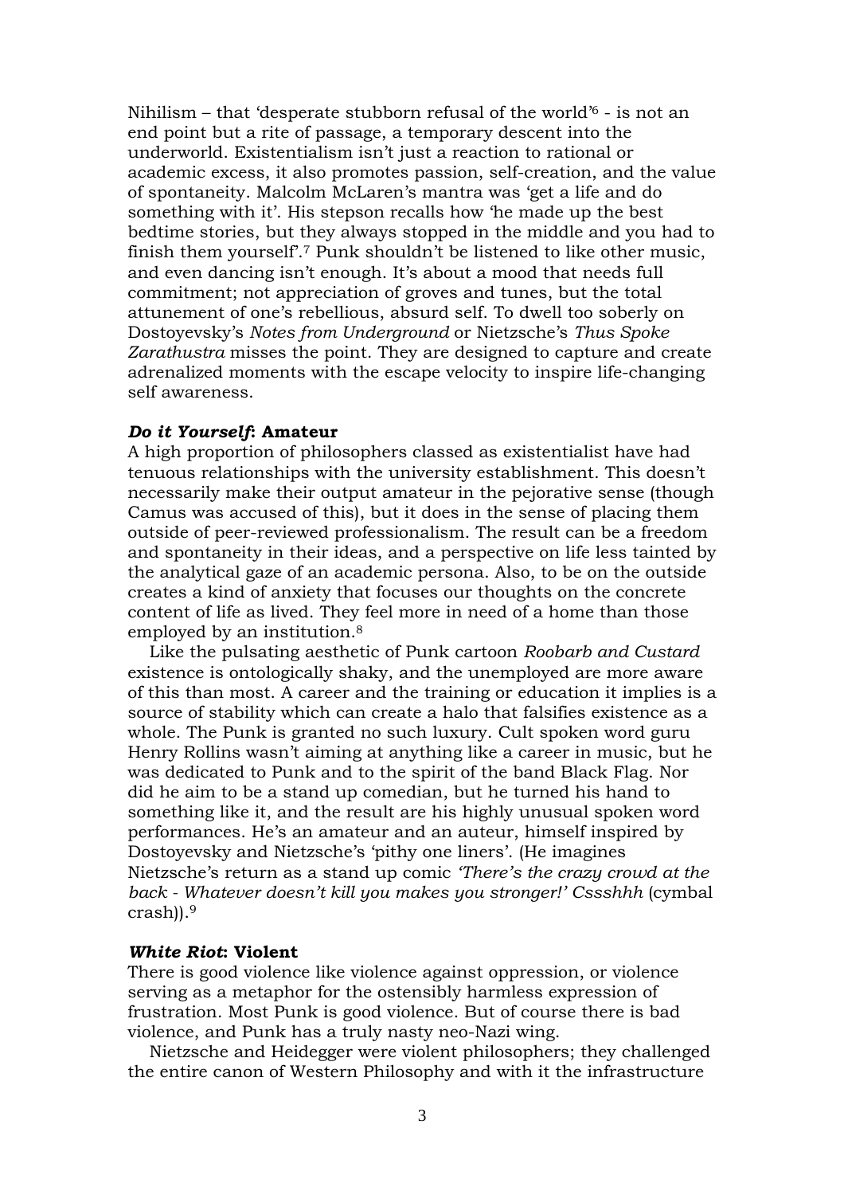Nihilism – that 'desperate stubborn refusal of the world'[6] - is not an end point but a rite of passage, a temporary descent into the underworld. Existentialism isn't just a reaction to rational or academic excess, it also promotes passion, self-creation, and the value of spontaneity. Malcolm McLaren's mantra was 'get a life and do something with it'. His stepson recalls how 'he made up the best bedtime stories, but they always stopped in the middle and you had to finish them yourself'.[7] Punk shouldn't be listened to like other music, and even dancing isn't enough. It's about a mood that needs full commitment; not appreciation of groves and tunes, but the total attunement of one's rebellious, absurd self. To dwell too soberly on Dostoyevsky's *Notes from Underground* or Nietzsche's *Thus Spoke Zarathustra* misses the point. They are designed to capture and create adrenalized moments with the escape velocity to inspire life-changing self awareness.

### ***Do it Yourself*: Amateur**

A high proportion of philosophers classed as existentialist have had tenuous relationships with the university establishment. This doesn't necessarily make their output amateur in the pejorative sense (though Camus was accused of this), but it does in the sense of placing them outside of peer-reviewed professionalism. The result can be a freedom and spontaneity in their ideas, and a perspective on life less tainted by the analytical gaze of an academic persona. Also, to be on the outside creates a kind of anxiety that focuses our thoughts on the concrete content of life as lived. They feel more in need of a home than those employed by an institution.[8]

Like the pulsating aesthetic of Punk cartoon *Roobarb and Custard* existence is ontologically shaky, and the unemployed are more aware of this than most. A career and the training or education it implies is a source of stability which can create a halo that falsifies existence as a whole. The Punk is granted no such luxury. Cult spoken word guru Henry Rollins wasn't aiming at anything like a career in music, but he was dedicated to Punk and to the spirit of the band Black Flag. Nor did he aim to be a stand up comedian, but he turned his hand to something like it, and the result are his highly unusual spoken word performances. He's an amateur and an auteur, himself inspired by Dostoyevsky and Nietzsche's 'pithy one liners'. (He imagines Nietzsche's return as a stand up comic *'There's the crazy crowd at the back - Whatever doesn't kill you makes you stronger!' Cssshhh* (cymbal crash)).[9]

### ***White Riot*: Violent**

There is good violence like violence against oppression, or violence serving as a metaphor for the ostensibly harmless expression of frustration. Most Punk is good violence. But of course there is bad violence, and Punk has a truly nasty neo-Nazi wing.

Nietzsche and Heidegger were violent philosophers; they challenged the entire canon of Western Philosophy and with it the infrastructure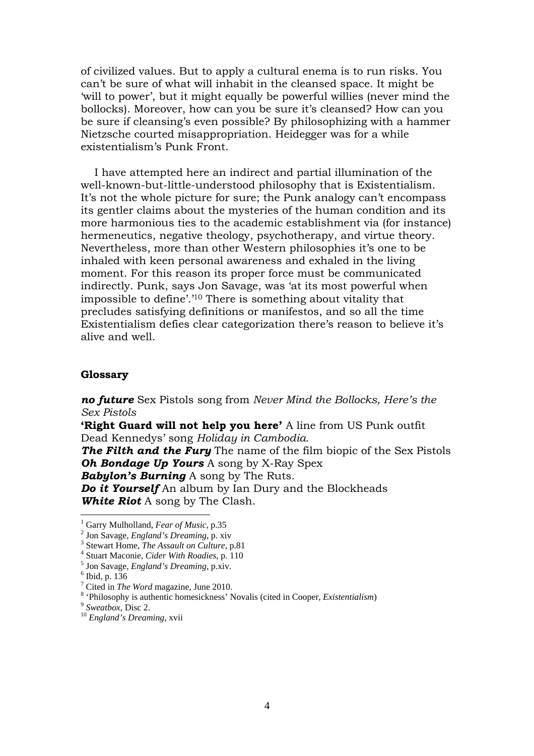of civilized values. But to apply a cultural enema is to run risks. You can't be sure of what will inhabit in the cleansed space. It might be 'will to power', but it might equally be powerful willies (never mind the bollocks). Moreover, how can you be sure it's cleansed? How can you be sure if cleansing's even possible? By philosophizing with a hammer Nietzsche courted misappropriation. Heidegger was for a while existentialism's Punk Front.

I have attempted here an indirect and partial illumination of the well-known-but-little-understood philosophy that is Existentialism. It's not the whole picture for sure; the Punk analogy can't encompass its gentler claims about the mysteries of the human condition and its more harmonious ties to the academic establishment via (for instance) hermeneutics, negative theology, psychotherapy, and virtue theory. Nevertheless, more than other Western philosophies it's one to be inhaled with keen personal awareness and exhaled in the living moment. For this reason its proper force must be communicated indirectly. Punk, says Jon Savage, was 'at its most powerful when impossible to define'.[10] There is something about vitality that precludes satisfying definitions or manifestos, and so all the time Existentialism defies clear categorization there's reason to believe it's alive and well.

### Glossary

***no future*** Sex Pistols song from *Never Mind the Bollocks, Here's the Sex Pistols*

**'Right Guard will not help you here'** A line from US Punk outfit Dead Kennedys' song *Holiday in Cambodia*.

***The Filth and the Fury*** The name of the film biopic of the Sex Pistols

***Oh Bondage Up Yours*** A song by X-Ray Spex

***Babylon's Burning*** A song by The Ruts.

***Do it Yourself*** An album by Ian Dury and the Blockheads

***White Riot*** A song by The Clash.

---

[1] Garry Mulholland, *Fear of Music*, p.35
[2] Jon Savage, *England's Dreaming*, p. xiv
[3] Stewart Home, *The Assault on Culture*, p.81
[4] Stuart Maconie, *Cider With Roadies*, p. 110
[5] Jon Savage, *England's Dreaming*, p.xiv.
[6] Ibid, p. 136
[7] Cited in *The Word* magazine, June 2010.
[8] 'Philosophy is authentic homesickness' Novalis (cited in Cooper, *Existentialism*)
[9] *Sweatbox*, Disc 2.
[10] *England's Dreaming*, xvii